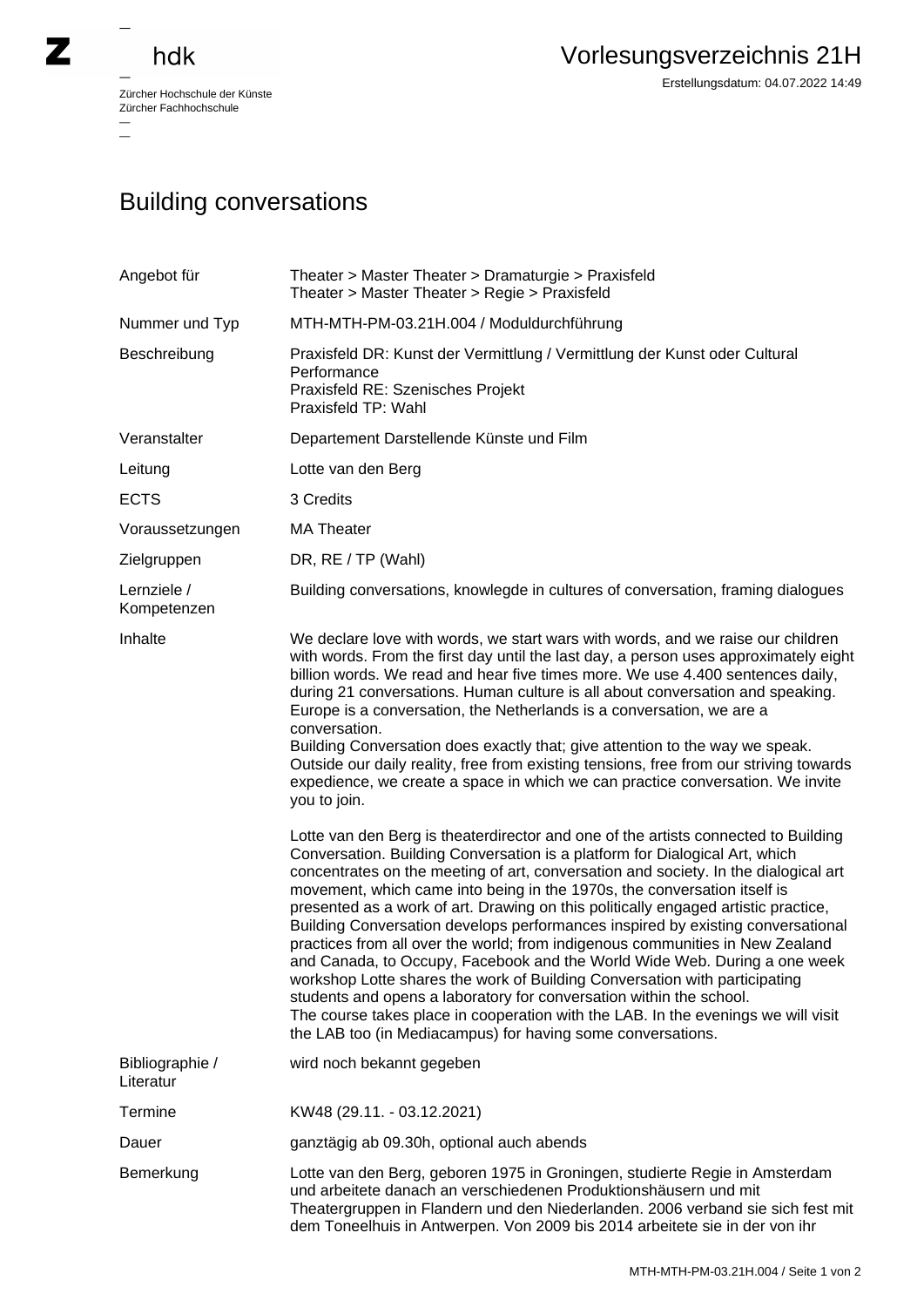# Building conversations

| | |
|---|---|
| Angebot für | Theater > Master Theater > Dramaturgie > Praxisfeld<br>Theater > Master Theater > Regie > Praxisfeld |
| Nummer und Typ | MTH-MTH-PM-03.21H.004 / Moduldurchführung |
| Beschreibung | Praxisfeld DR: Kunst der Vermittlung / Vermittlung der Kunst oder Cultural Performance<br>Praxisfeld RE: Szenisches Projekt<br>Praxisfeld TP: Wahl |
| Veranstalter | Departement Darstellende Künste und Film |
| Leitung | Lotte van den Berg |
| ECTS | 3 Credits |
| Voraussetzungen | MA Theater |
| Zielgruppen | DR, RE / TP (Wahl) |
| Lernziele / Kompetenzen | Building conversations, knowlegde in cultures of conversation, framing dialogues |
| Inhalte | We declare love with words, we start wars with words, and we raise our children with words. From the first day until the last day, a person uses approximately eight billion words. We read and hear five times more. We use 4.400 sentences daily, during 21 conversations. Human culture is all about conversation and speaking. Europe is a conversation, the Netherlands is a conversation, we are a conversation.<br>Building Conversation does exactly that; give attention to the way we speak. Outside our daily reality, free from existing tensions, free from our striving towards expedience, we create a space in which we can practice conversation. We invite you to join.<br><br>Lotte van den Berg is theaterdirector and one of the artists connected to Building Conversation. Building Conversation is a platform for Dialogical Art, which concentrates on the meeting of art, conversation and society. In the dialogical art movement, which came into being in the 1970s, the conversation itself is presented as a work of art. Drawing on this politically engaged artistic practice, Building Conversation develops performances inspired by existing conversational practices from all over the world; from indigenous communities in New Zealand and Canada, to Occupy, Facebook and the World Wide Web. During a one week workshop Lotte shares the work of Building Conversation with participating students and opens a laboratory for conversation within the school.<br>The course takes place in cooperation with the LAB. In the evenings we will visit the LAB too (in Mediacampus) for having some conversations. |
| Bibliographie / Literatur | wird noch bekannt gegeben |
| Termine | KW48 (29.11. - 03.12.2021) |
| Dauer | ganztägig ab 09.30h, optional auch abends |
| Bemerkung | Lotte van den Berg, geboren 1975 in Groningen, studierte Regie in Amsterdam und arbeitete danach an verschiedenen Produktionshäusern und mit Theatergruppen in Flandern und den Niederlanden. 2006 verband sie sich fest mit dem Toneelhuis in Antwerpen. Von 2009 bis 2014 arbeitete sie in der von ihr |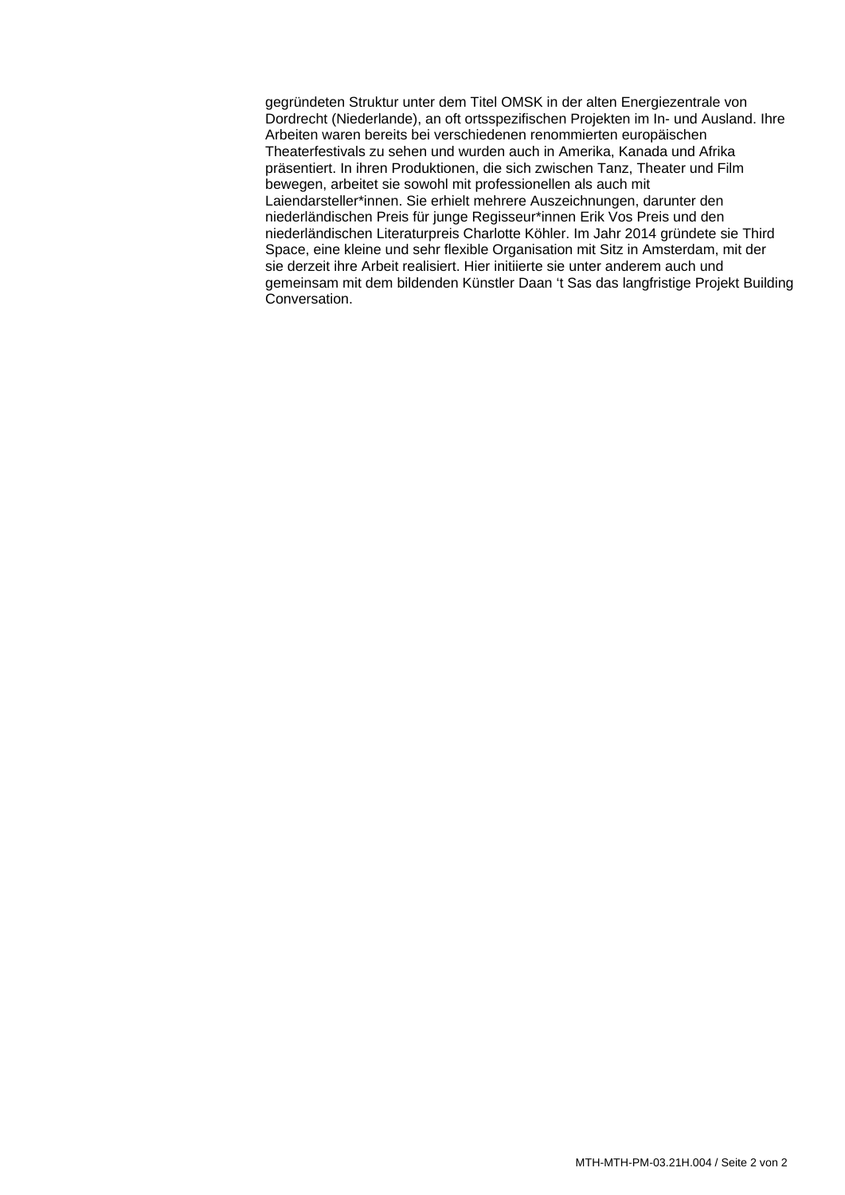gegründeten Struktur unter dem Titel OMSK in der alten Energiezentrale von Dordrecht (Niederlande), an oft ortsspezifischen Projekten im In- und Ausland. Ihre Arbeiten waren bereits bei verschiedenen renommierten europäischen Theaterfestivals zu sehen und wurden auch in Amerika, Kanada und Afrika präsentiert. In ihren Produktionen, die sich zwischen Tanz, Theater und Film bewegen, arbeitet sie sowohl mit professionellen als auch mit Laiendarsteller*innen. Sie erhielt mehrere Auszeichnungen, darunter den niederländischen Preis für junge Regisseur*innen Erik Vos Preis und den niederländischen Literaturpreis Charlotte Köhler. Im Jahr 2014 gründete sie Third Space, eine kleine und sehr flexible Organisation mit Sitz in Amsterdam, mit der sie derzeit ihre Arbeit realisiert. Hier initiierte sie unter anderem auch und gemeinsam mit dem bildenden Künstler Daan 't Sas das langfristige Projekt Building Conversation.